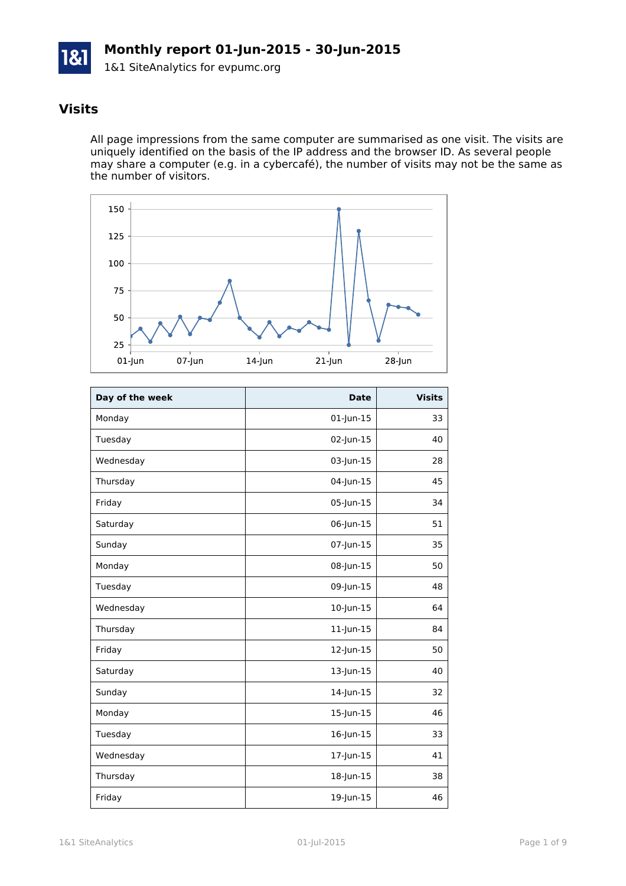# Monthly report 01-Jun-2015 - 30-Jun-2015

1&1 SiteAnalytics for evpumc.org

## Visits

All page impressions from the same computer are summarised as one visit. The visits are uniquely identified on the basis of the IP address and the browser ID. As several people may share a computer (e.g. in a cybercafé), the number of visits may not be the same as the number of visitors.

| Day of the week | Date | Visits |
|---|---:|---:|
| Monday | 01-Jun-15 | 33 |
| Tuesday | 02-Jun-15 | 40 |
| Wednesday | 03-Jun-15 | 28 |
| Thursday | 04-Jun-15 | 45 |
| Friday | 05-Jun-15 | 34 |
| Saturday | 06-Jun-15 | 51 |
| Sunday | 07-Jun-15 | 35 |
| Monday | 08-Jun-15 | 50 |
| Tuesday | 09-Jun-15 | 48 |
| Wednesday | 10-Jun-15 | 64 |
| Thursday | 11-Jun-15 | 84 |
| Friday | 12-Jun-15 | 50 |
| Saturday | 13-Jun-15 | 40 |
| Sunday | 14-Jun-15 | 32 |
| Monday | 15-Jun-15 | 46 |
| Tuesday | 16-Jun-15 | 33 |
| Wednesday | 17-Jun-15 | 41 |
| Thursday | 18-Jun-15 | 38 |
| Friday | 19-Jun-15 | 46 |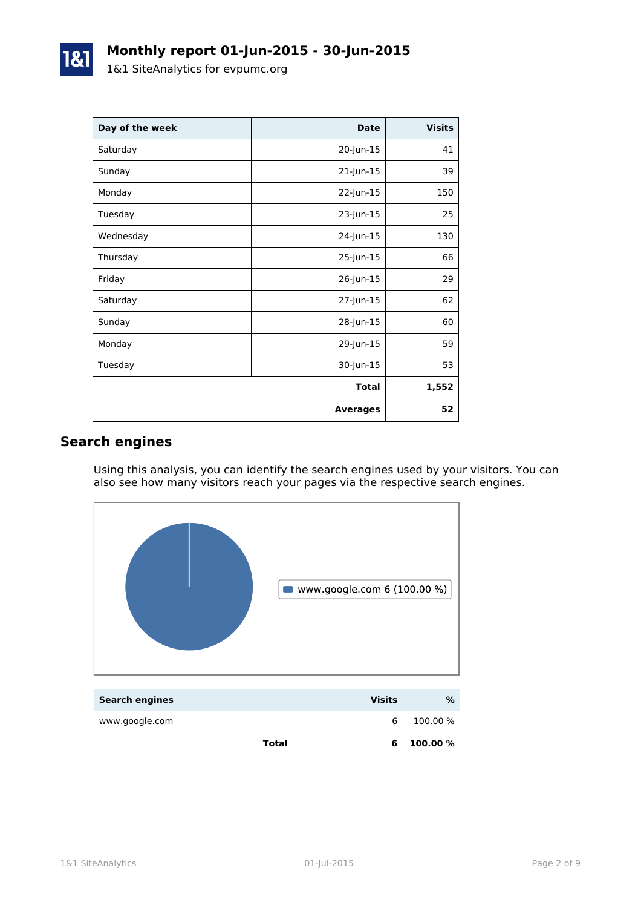# Monthly report 01-Jun-2015 - 30-Jun-2015

1&1 SiteAnalytics for evpumc.org

| Day of the week | Date | Visits |
|---|---|---|
| Saturday | 20-Jun-15 | 41 |
| Sunday | 21-Jun-15 | 39 |
| Monday | 22-Jun-15 | 150 |
| Tuesday | 23-Jun-15 | 25 |
| Wednesday | 24-Jun-15 | 130 |
| Thursday | 25-Jun-15 | 66 |
| Friday | 26-Jun-15 | 29 |
| Saturday | 27-Jun-15 | 62 |
| Sunday | 28-Jun-15 | 60 |
| Monday | 29-Jun-15 | 59 |
| Tuesday | 30-Jun-15 | 53 |
| | **Total** | **1,552** |
| | **Averages** | **52** |

## Search engines

Using this analysis, you can identify the search engines used by your visitors. You can also see how many visitors reach your pages via the respective search engines.

www.google.com 6 (100.00 %)

| Search engines | Visits | % |
|---|---|---|
| www.google.com | 6 | 100.00 % |
| **Total** | **6** | **100.00 %** |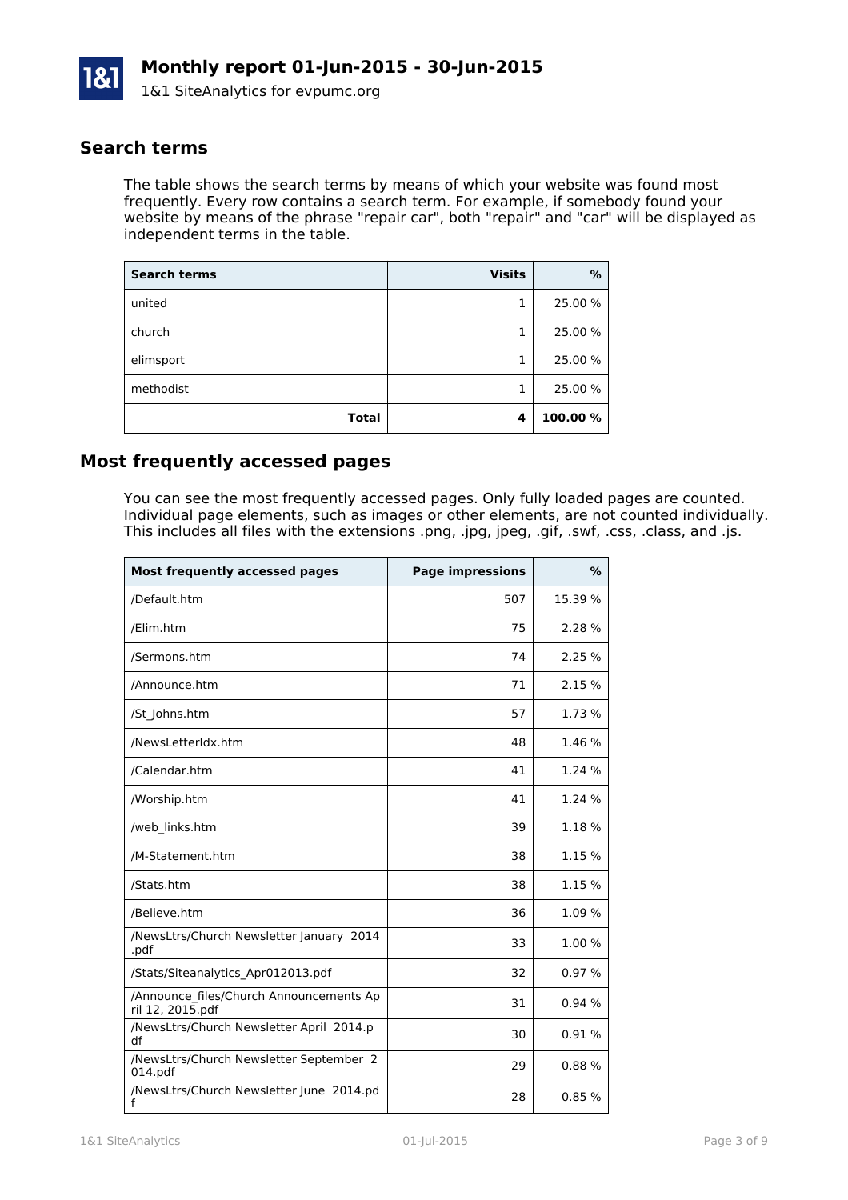## Search terms

The table shows the search terms by means of which your website was found most frequently. Every row contains a search term. For example, if somebody found your website by means of the phrase "repair car", both "repair" and "car" will be displayed as independent terms in the table.

| Search terms | Visits | % |
|---|---:|---:|
| united | 1 | 25.00 % |
| church | 1 | 25.00 % |
| elimsport | 1 | 25.00 % |
| methodist | 1 | 25.00 % |
| **Total** | **4** | **100.00 %** |

## Most frequently accessed pages

You can see the most frequently accessed pages. Only fully loaded pages are counted. Individual page elements, such as images or other elements, are not counted individually. This includes all files with the extensions .png, .jpg, jpeg, .gif, .swf, .css, .class, and .js.

| Most frequently accessed pages | Page impressions | % |
|---|---:|---:|
| /Default.htm | 507 | 15.39 % |
| /Elim.htm | 75 | 2.28 % |
| /Sermons.htm | 74 | 2.25 % |
| /Announce.htm | 71 | 2.15 % |
| /St_Johns.htm | 57 | 1.73 % |
| /NewsLetterIdx.htm | 48 | 1.46 % |
| /Calendar.htm | 41 | 1.24 % |
| /Worship.htm | 41 | 1.24 % |
| /web_links.htm | 39 | 1.18 % |
| /M-Statement.htm | 38 | 1.15 % |
| /Stats.htm | 38 | 1.15 % |
| /Believe.htm | 36 | 1.09 % |
| /NewsLtrs/Church Newsletter January 2014.pdf | 33 | 1.00 % |
| /Stats/Siteanalytics_Apr012013.pdf | 32 | 0.97 % |
| /Announce_files/Church Announcements April 12, 2015.pdf | 31 | 0.94 % |
| /NewsLtrs/Church Newsletter April 2014.pdf | 30 | 0.91 % |
| /NewsLtrs/Church Newsletter September 2014.pdf | 29 | 0.88 % |
| /NewsLtrs/Church Newsletter June 2014.pdf | 28 | 0.85 % |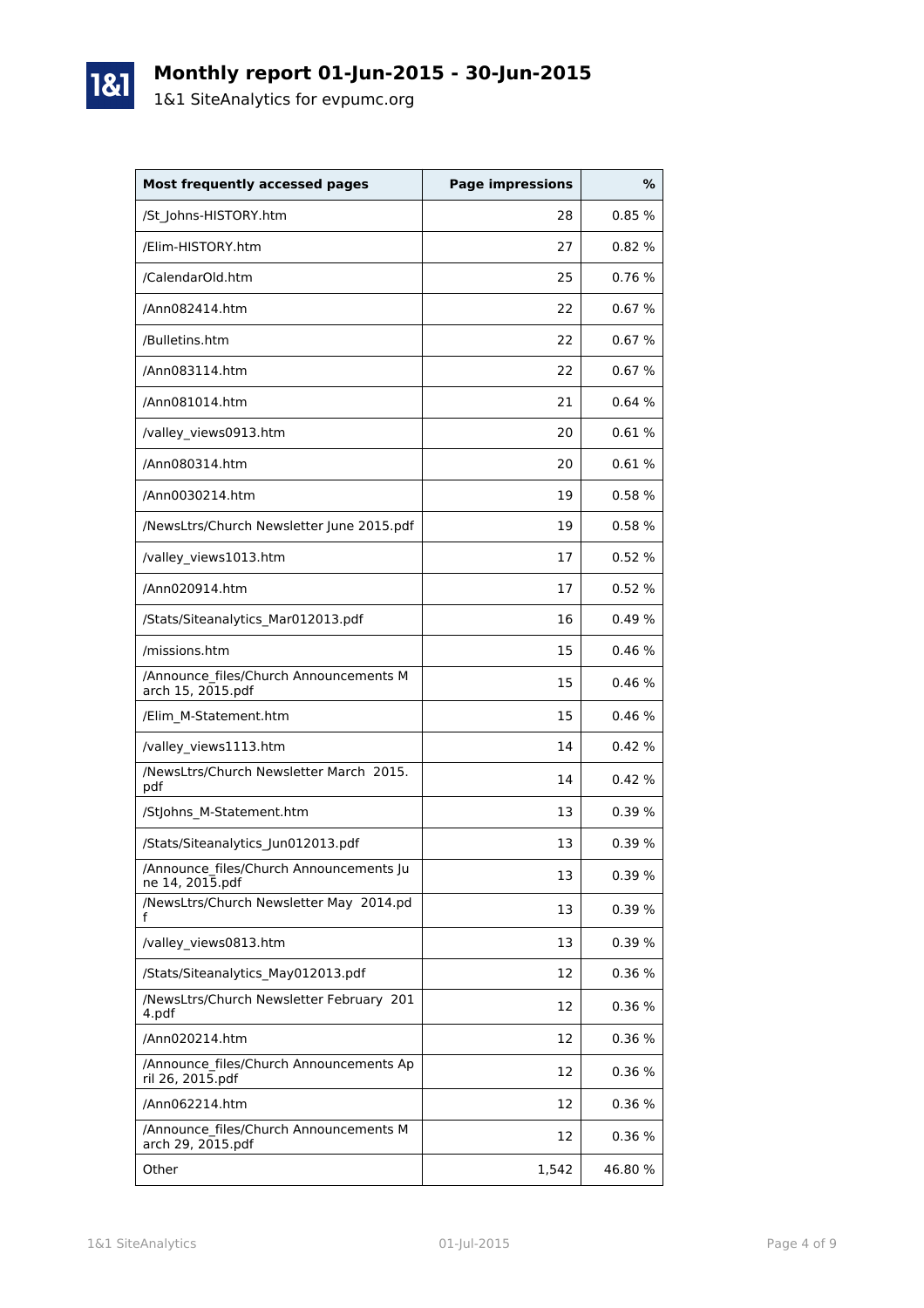# Monthly report 01-Jun-2015 - 30-Jun-2015

1&1 SiteAnalytics for evpumc.org

| Most frequently accessed pages | Page impressions | % |
|---|---:|---:|
| /St_Johns-HISTORY.htm | 28 | 0.85 % |
| /Elim-HISTORY.htm | 27 | 0.82 % |
| /CalendarOld.htm | 25 | 0.76 % |
| /Ann082414.htm | 22 | 0.67 % |
| /Bulletins.htm | 22 | 0.67 % |
| /Ann083114.htm | 22 | 0.67 % |
| /Ann081014.htm | 21 | 0.64 % |
| /valley_views0913.htm | 20 | 0.61 % |
| /Ann080314.htm | 20 | 0.61 % |
| /Ann0030214.htm | 19 | 0.58 % |
| /NewsLtrs/Church Newsletter June 2015.pdf | 19 | 0.58 % |
| /valley_views1013.htm | 17 | 0.52 % |
| /Ann020914.htm | 17 | 0.52 % |
| /Stats/Siteanalytics_Mar012013.pdf | 16 | 0.49 % |
| /missions.htm | 15 | 0.46 % |
| /Announce_files/Church Announcements March 15, 2015.pdf | 15 | 0.46 % |
| /Elim_M-Statement.htm | 15 | 0.46 % |
| /valley_views1113.htm | 14 | 0.42 % |
| /NewsLtrs/Church Newsletter March  2015.pdf | 14 | 0.42 % |
| /StJohns_M-Statement.htm | 13 | 0.39 % |
| /Stats/Siteanalytics_Jun012013.pdf | 13 | 0.39 % |
| /Announce_files/Church Announcements June 14, 2015.pdf | 13 | 0.39 % |
| /NewsLtrs/Church Newsletter May  2014.pdf | 13 | 0.39 % |
| /valley_views0813.htm | 13 | 0.39 % |
| /Stats/Siteanalytics_May012013.pdf | 12 | 0.36 % |
| /NewsLtrs/Church Newsletter February  2014.pdf | 12 | 0.36 % |
| /Ann020214.htm | 12 | 0.36 % |
| /Announce_files/Church Announcements April 26, 2015.pdf | 12 | 0.36 % |
| /Ann062214.htm | 12 | 0.36 % |
| /Announce_files/Church Announcements March 29, 2015.pdf | 12 | 0.36 % |
| Other | 1,542 | 46.80 % |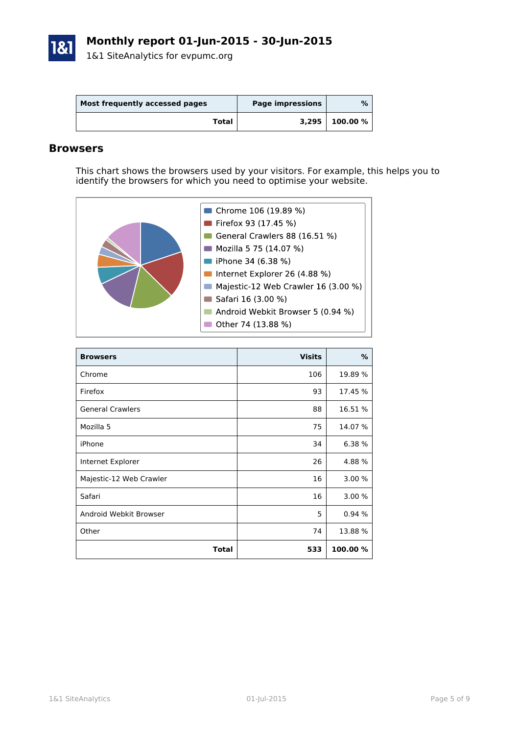# Monthly report 01-Jun-2015 - 30-Jun-2015

1&1 SiteAnalytics for evpumc.org

| Most frequently accessed pages | Page impressions | % |
|---|---|---|
| **Total** | **3,295** | **100.00 %** |

## Browsers

This chart shows the browsers used by your visitors. For example, this helps you to identify the browsers for which you need to optimise your website.

- Chrome 106 (19.89 %)
- Firefox 93 (17.45 %)
- General Crawlers 88 (16.51 %)
- Mozilla 5 75 (14.07 %)
- iPhone 34 (6.38 %)
- Internet Explorer 26 (4.88 %)
- Majestic-12 Web Crawler 16 (3.00 %)
- Safari 16 (3.00 %)
- Android Webkit Browser 5 (0.94 %)
- Other 74 (13.88 %)

| Browsers | Visits | % |
|---|---|---|
| Chrome | 106 | 19.89 % |
| Firefox | 93 | 17.45 % |
| General Crawlers | 88 | 16.51 % |
| Mozilla 5 | 75 | 14.07 % |
| iPhone | 34 | 6.38 % |
| Internet Explorer | 26 | 4.88 % |
| Majestic-12 Web Crawler | 16 | 3.00 % |
| Safari | 16 | 3.00 % |
| Android Webkit Browser | 5 | 0.94 % |
| Other | 74 | 13.88 % |
| **Total** | **533** | **100.00 %** |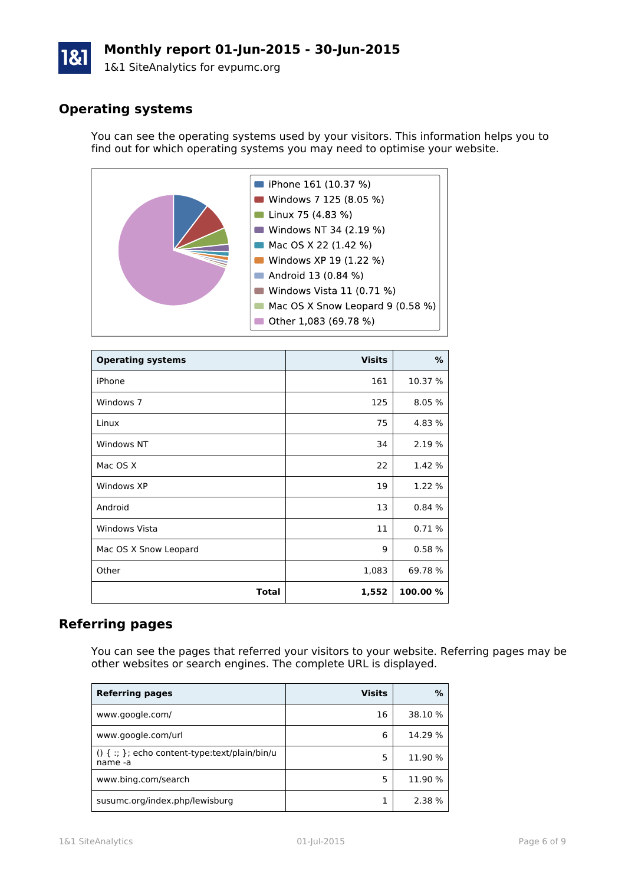# Monthly report 01-Jun-2015 - 30-Jun-2015

1&1 SiteAnalytics for evpumc.org

## Operating systems

You can see the operating systems used by your visitors. This information helps you to find out for which operating systems you may need to optimise your website.

- iPhone 161 (10.37 %)
- Windows 7 125 (8.05 %)
- Linux 75 (4.83 %)
- Windows NT 34 (2.19 %)
- Mac OS X 22 (1.42 %)
- Windows XP 19 (1.22 %)
- Android 13 (0.84 %)
- Windows Vista 11 (0.71 %)
- Mac OS X Snow Leopard 9 (0.58 %)
- Other 1,083 (69.78 %)

| Operating systems | Visits | % |
| --- | ---: | ---: |
| iPhone | 161 | 10.37 % |
| Windows 7 | 125 | 8.05 % |
| Linux | 75 | 4.83 % |
| Windows NT | 34 | 2.19 % |
| Mac OS X | 22 | 1.42 % |
| Windows XP | 19 | 1.22 % |
| Android | 13 | 0.84 % |
| Windows Vista | 11 | 0.71 % |
| Mac OS X Snow Leopard | 9 | 0.58 % |
| Other | 1,083 | 69.78 % |
| **Total** | **1,552** | **100.00 %** |

## Referring pages

You can see the pages that referred your visitors to your website. Referring pages may be other websites or search engines. The complete URL is displayed.

| Referring pages | Visits | % |
| --- | ---: | ---: |
| www.google.com/ | 16 | 38.10 % |
| www.google.com/url | 6 | 14.29 % |
| () { :; }; echo content-type:text/plain/bin/uname -a | 5 | 11.90 % |
| www.bing.com/search | 5 | 11.90 % |
| susumc.org/index.php/lewisburg | 1 | 2.38 % |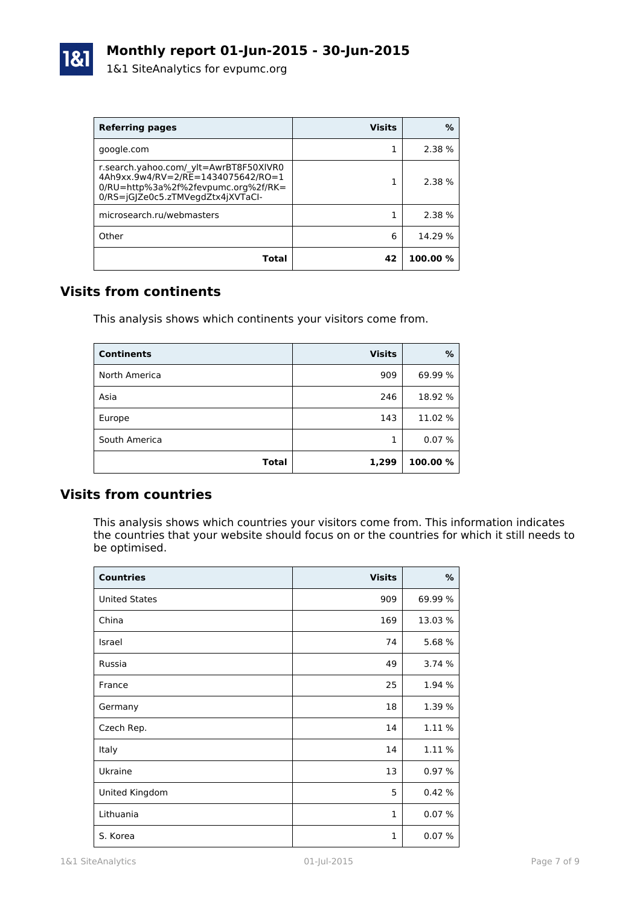# Monthly report 01-Jun-2015 - 30-Jun-2015

1&1 SiteAnalytics for evpumc.org

| Referring pages | Visits | % |
|---|---|---|
| google.com | 1 | 2.38 % |
| r.search.yahoo.com/_ylt=AwrBT8F50XlVR04Ah9xx.9w4/RV=2/RE=1434075642/RO=10/RU=http%3a%2f%2fevpumc.org%2f/RK=0/RS=jGJZe0c5.zTMVegdZtx4jXVTaCI- | 1 | 2.38 % |
| microsearch.ru/webmasters | 1 | 2.38 % |
| Other | 6 | 14.29 % |
| **Total** | **42** | **100.00 %** |

## Visits from continents

This analysis shows which continents your visitors come from.

| Continents | Visits | % |
|---|---|---|
| North America | 909 | 69.99 % |
| Asia | 246 | 18.92 % |
| Europe | 143 | 11.02 % |
| South America | 1 | 0.07 % |
| **Total** | **1,299** | **100.00 %** |

## Visits from countries

This analysis shows which countries your visitors come from. This information indicates the countries that your website should focus on or the countries for which it still needs to be optimised.

| Countries | Visits | % |
|---|---|---|
| United States | 909 | 69.99 % |
| China | 169 | 13.03 % |
| Israel | 74 | 5.68 % |
| Russia | 49 | 3.74 % |
| France | 25 | 1.94 % |
| Germany | 18 | 1.39 % |
| Czech Rep. | 14 | 1.11 % |
| Italy | 14 | 1.11 % |
| Ukraine | 13 | 0.97 % |
| United Kingdom | 5 | 0.42 % |
| Lithuania | 1 | 0.07 % |
| S. Korea | 1 | 0.07 % |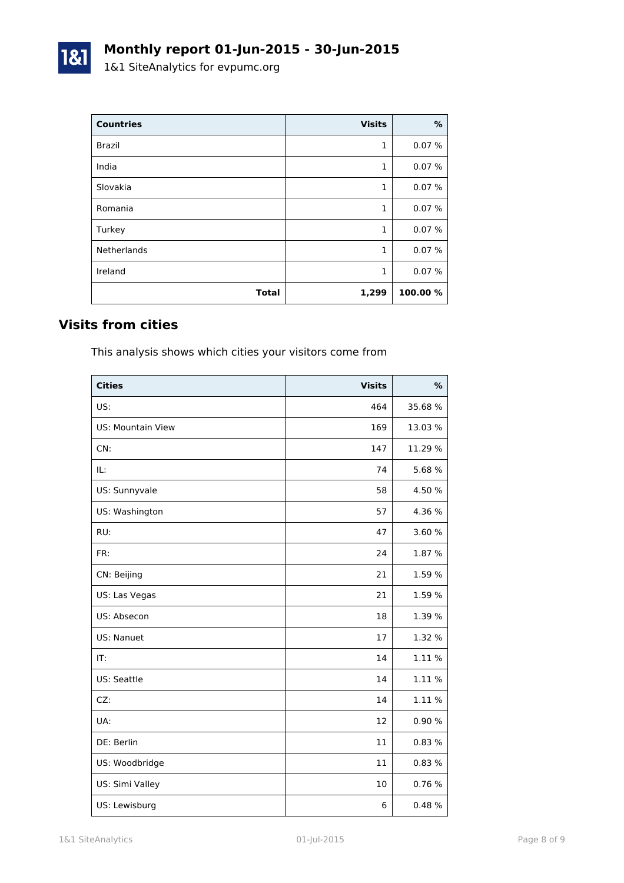# Monthly report 01-Jun-2015 - 30-Jun-2015

1&1 SiteAnalytics for evpumc.org

| Countries | Visits | % |
|---|---:|---:|
| Brazil | 1 | 0.07 % |
| India | 1 | 0.07 % |
| Slovakia | 1 | 0.07 % |
| Romania | 1 | 0.07 % |
| Turkey | 1 | 0.07 % |
| Netherlands | 1 | 0.07 % |
| Ireland | 1 | 0.07 % |
| **Total** | **1,299** | **100.00 %** |

## Visits from cities

This analysis shows which cities your visitors come from

| Cities | Visits | % |
|---|---:|---:|
| US: | 464 | 35.68 % |
| US: Mountain View | 169 | 13.03 % |
| CN: | 147 | 11.29 % |
| IL: | 74 | 5.68 % |
| US: Sunnyvale | 58 | 4.50 % |
| US: Washington | 57 | 4.36 % |
| RU: | 47 | 3.60 % |
| FR: | 24 | 1.87 % |
| CN: Beijing | 21 | 1.59 % |
| US: Las Vegas | 21 | 1.59 % |
| US: Absecon | 18 | 1.39 % |
| US: Nanuet | 17 | 1.32 % |
| IT: | 14 | 1.11 % |
| US: Seattle | 14 | 1.11 % |
| CZ: | 14 | 1.11 % |
| UA: | 12 | 0.90 % |
| DE: Berlin | 11 | 0.83 % |
| US: Woodbridge | 11 | 0.83 % |
| US: Simi Valley | 10 | 0.76 % |
| US: Lewisburg | 6 | 0.48 % |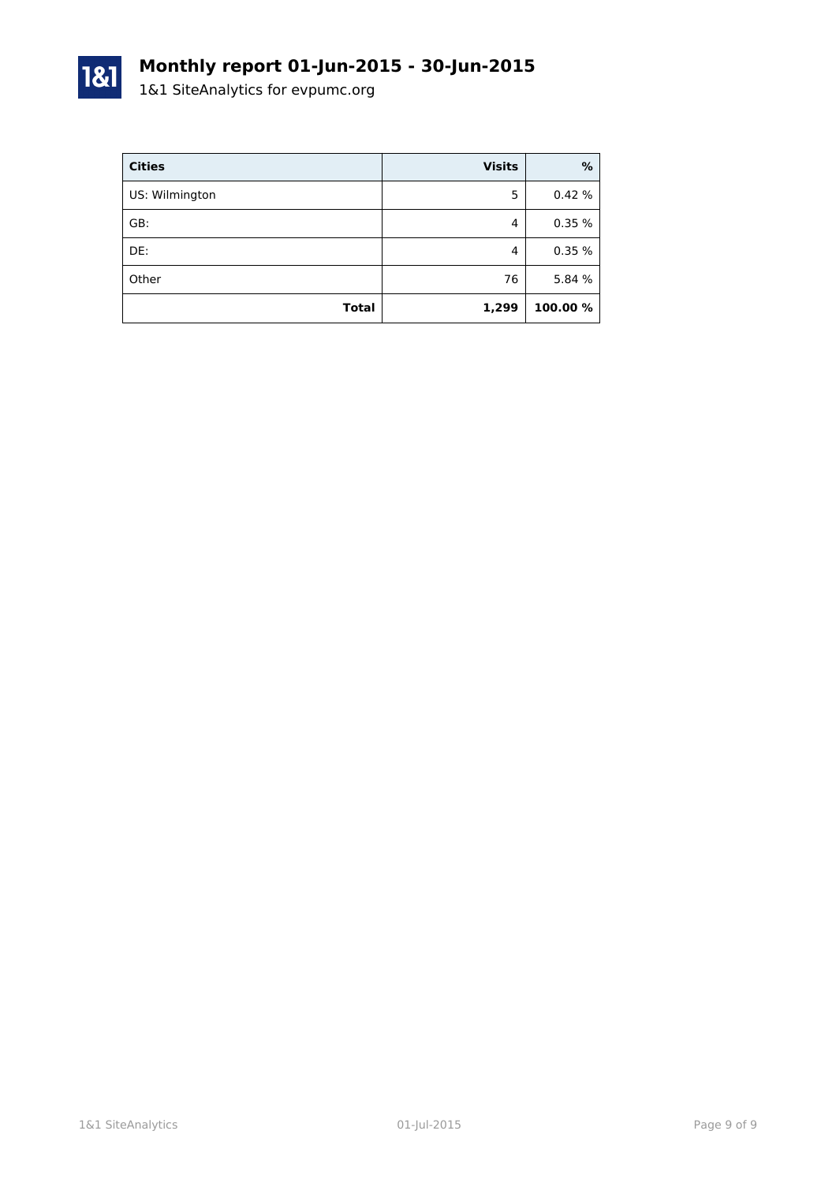# Monthly report 01-Jun-2015 - 30-Jun-2015

1&1 SiteAnalytics for evpumc.org

| Cities | Visits | % |
|---|---|---|
| US: Wilmington | 5 | 0.42 % |
| GB: | 4 | 0.35 % |
| DE: | 4 | 0.35 % |
| Other | 76 | 5.84 % |
| **Total** | **1,299** | **100.00 %** |